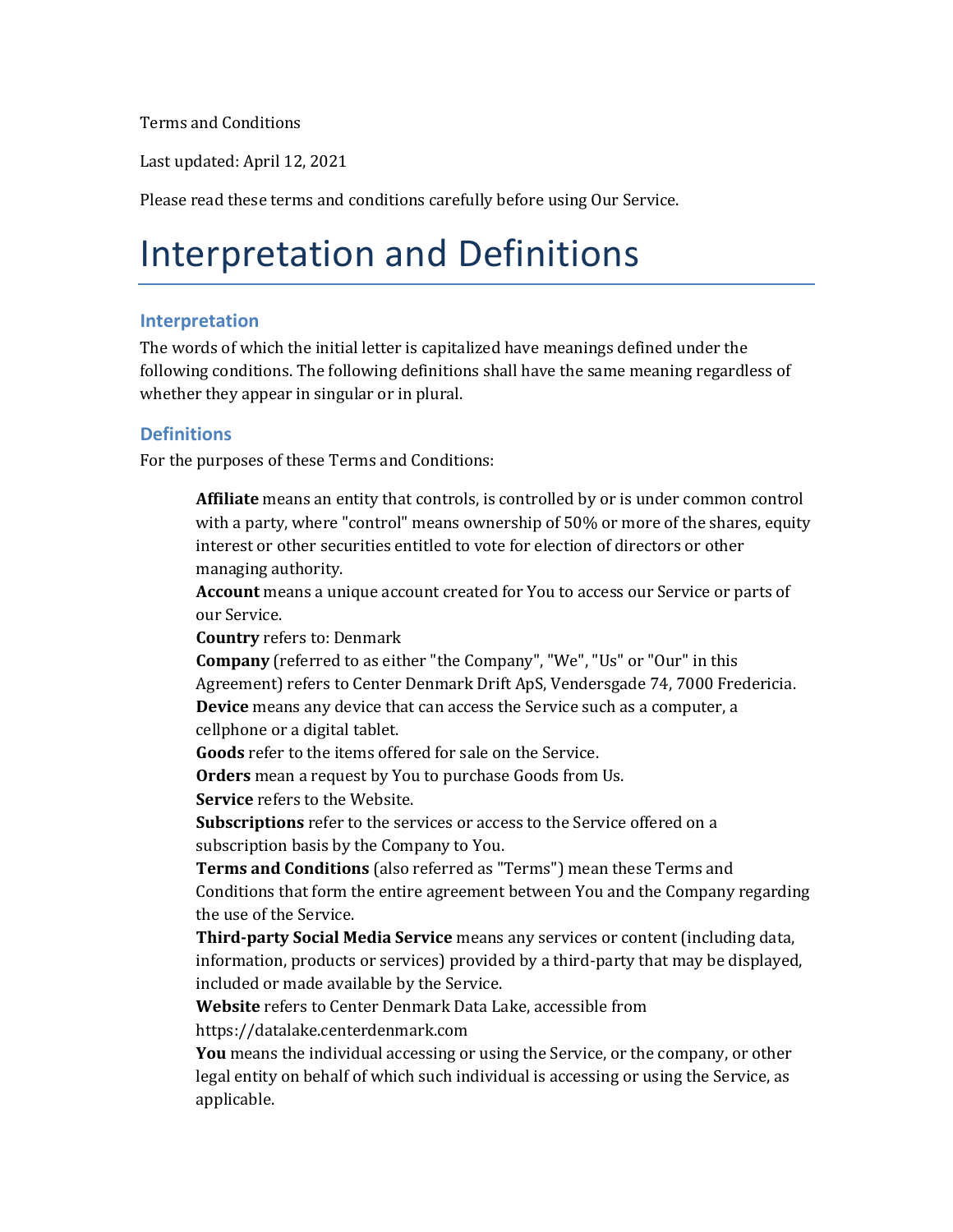Terms and Conditions

Last updated: April 12, 2021

Please read these terms and conditions carefully before using Our Service.

# Interpretation and Definitions

## Interpretation

The words of which the initial letter is capitalized have meanings defined under the following conditions. The following definitions shall have the same meaning regardless of whether they appear in singular or in plural.

## Definitions

For the purposes of these Terms and Conditions:

**Affiliate** means an entity that controls, is controlled by or is under common control with a party, where "control" means ownership of 50% or more of the shares, equity interest or other securities entitled to vote for election of directors or other managing authority.

**Account** means a unique account created for You to access our Service or parts of our Service.

**Country** refers to: Denmark

**Company** (referred to as either "the Company", "We", "Us" or "Our" in this Agreement) refers to Center Denmark Drift ApS, Vendersgade 74, 7000 Fredericia.

**Device** means any device that can access the Service such as a computer, a cellphone or a digital tablet.

**Goods** refer to the items offered for sale on the Service.

**Orders** mean a request by You to purchase Goods from Us.

**Service** refers to the Website.

**Subscriptions** refer to the services or access to the Service offered on a subscription basis by the Company to You.

**Terms and Conditions** (also referred as "Terms") mean these Terms and Conditions that form the entire agreement between You and the Company regarding the use of the Service.

**Third-party Social Media Service** means any services or content (including data, information, products or services) provided by a third-party that may be displayed, included or made available by the Service.

**Website** refers to Center Denmark Data Lake, accessible from https://datalake.centerdenmark.com

**You** means the individual accessing or using the Service, or the company, or other legal entity on behalf of which such individual is accessing or using the Service, as applicable.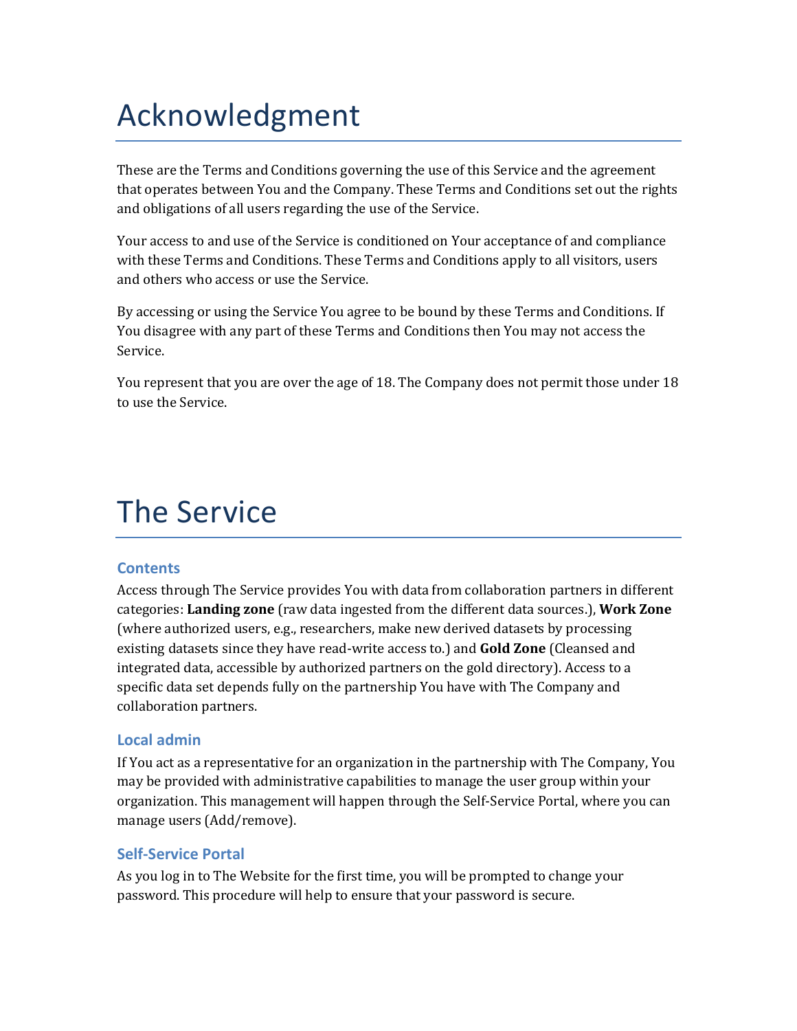# Acknowledgment

These are the Terms and Conditions governing the use of this Service and the agreement that operates between You and the Company. These Terms and Conditions set out the rights and obligations of all users regarding the use of the Service.

Your access to and use of the Service is conditioned on Your acceptance of and compliance with these Terms and Conditions. These Terms and Conditions apply to all visitors, users and others who access or use the Service.

By accessing or using the Service You agree to be bound by these Terms and Conditions. If You disagree with any part of these Terms and Conditions then You may not access the Service.

You represent that you are over the age of 18. The Company does not permit those under 18 to use the Service.

# The Service

### Contents

Access through The Service provides You with data from collaboration partners in different categories: **Landing zone** (raw data ingested from the different data sources.), **Work Zone** (where authorized users, e.g., researchers, make new derived datasets by processing existing datasets since they have read-write access to.) and **Gold Zone** (Cleansed and integrated data, accessible by authorized partners on the gold directory). Access to a specific data set depends fully on the partnership You have with The Company and collaboration partners.

### Local admin

If You act as a representative for an organization in the partnership with The Company, You may be provided with administrative capabilities to manage the user group within your organization. This management will happen through the Self-Service Portal, where you can manage users (Add/remove).

### Self-Service Portal

As you log in to The Website for the first time, you will be prompted to change your password. This procedure will help to ensure that your password is secure.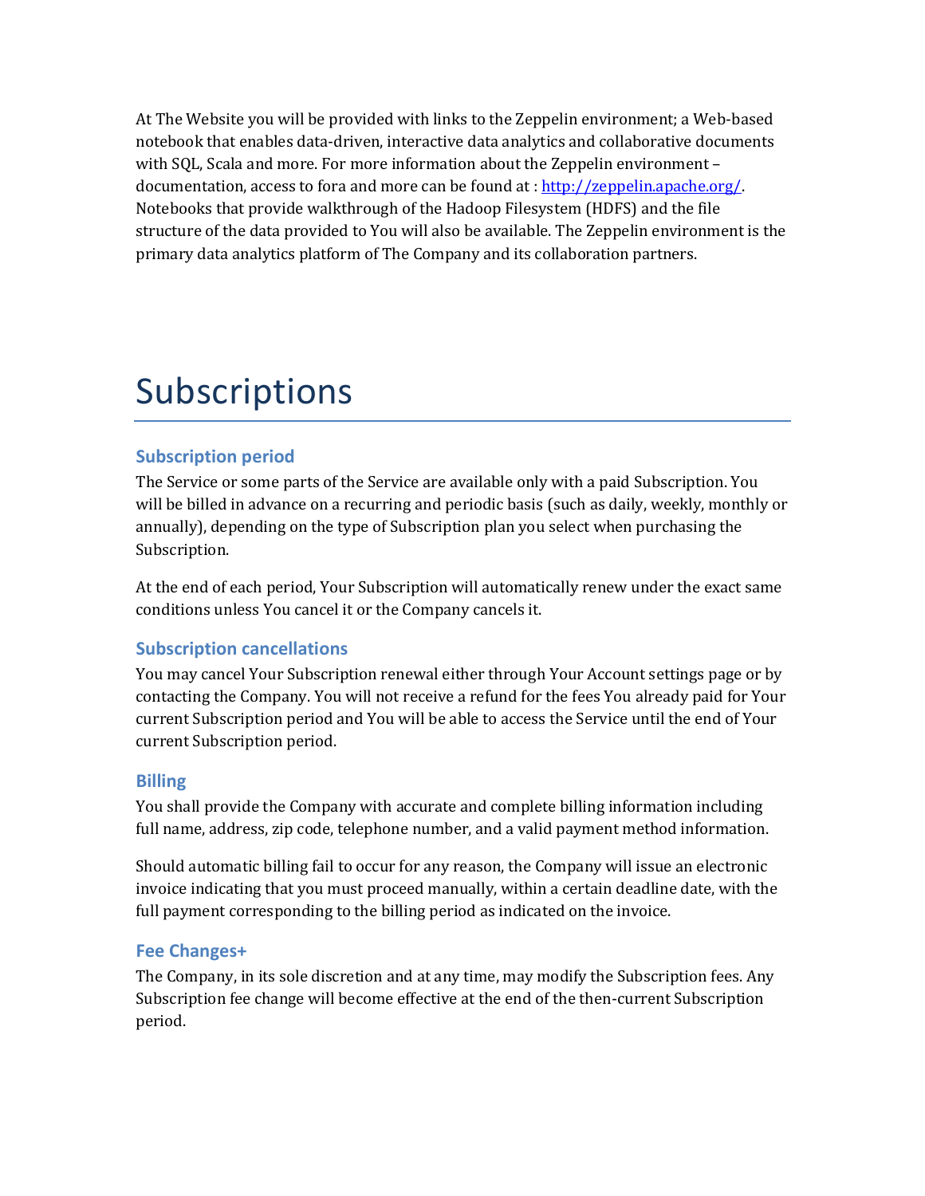At The Website you will be provided with links to the Zeppelin environment; a Web-based notebook that enables data-driven, interactive data analytics and collaborative documents with SQL, Scala and more. For more information about the Zeppelin environment – documentation, access to fora and more can be found at : [http://zeppelin.apache.org/](http://zeppelin.apache.org/). Notebooks that provide walkthrough of the Hadoop Filesystem (HDFS) and the file structure of the data provided to You will also be available. The Zeppelin environment is the primary data analytics platform of The Company and its collaboration partners.

# Subscriptions

## Subscription period

The Service or some parts of the Service are available only with a paid Subscription. You will be billed in advance on a recurring and periodic basis (such as daily, weekly, monthly or annually), depending on the type of Subscription plan you select when purchasing the Subscription.

At the end of each period, Your Subscription will automatically renew under the exact same conditions unless You cancel it or the Company cancels it.

## Subscription cancellations

You may cancel Your Subscription renewal either through Your Account settings page or by contacting the Company. You will not receive a refund for the fees You already paid for Your current Subscription period and You will be able to access the Service until the end of Your current Subscription period.

## Billing

You shall provide the Company with accurate and complete billing information including full name, address, zip code, telephone number, and a valid payment method information.

Should automatic billing fail to occur for any reason, the Company will issue an electronic invoice indicating that you must proceed manually, within a certain deadline date, with the full payment corresponding to the billing period as indicated on the invoice.

## Fee Changes+

The Company, in its sole discretion and at any time, may modify the Subscription fees. Any Subscription fee change will become effective at the end of the then-current Subscription period.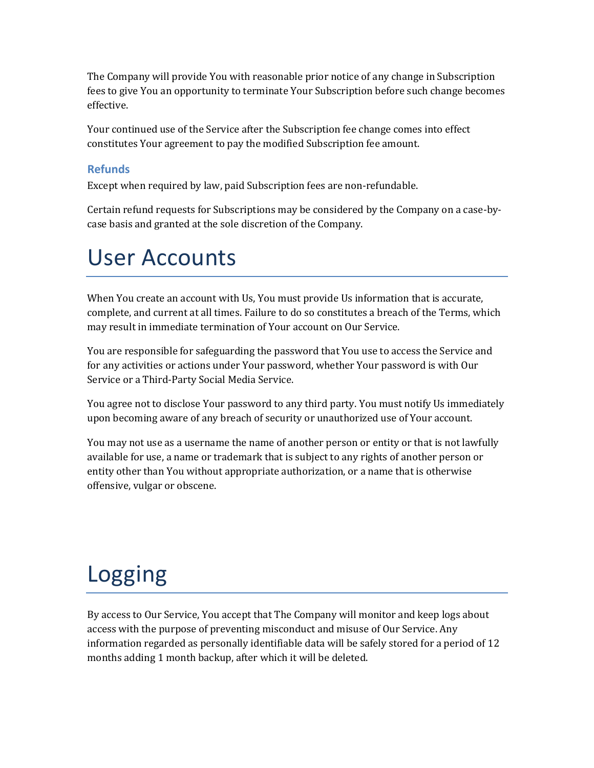The Company will provide You with reasonable prior notice of any change in Subscription fees to give You an opportunity to terminate Your Subscription before such change becomes effective.

Your continued use of the Service after the Subscription fee change comes into effect constitutes Your agreement to pay the modified Subscription fee amount.

### Refunds

Except when required by law, paid Subscription fees are non-refundable.

Certain refund requests for Subscriptions may be considered by the Company on a case-by-case basis and granted at the sole discretion of the Company.

# User Accounts

When You create an account with Us, You must provide Us information that is accurate, complete, and current at all times. Failure to do so constitutes a breach of the Terms, which may result in immediate termination of Your account on Our Service.

You are responsible for safeguarding the password that You use to access the Service and for any activities or actions under Your password, whether Your password is with Our Service or a Third-Party Social Media Service.

You agree not to disclose Your password to any third party. You must notify Us immediately upon becoming aware of any breach of security or unauthorized use of Your account.

You may not use as a username the name of another person or entity or that is not lawfully available for use, a name or trademark that is subject to any rights of another person or entity other than You without appropriate authorization, or a name that is otherwise offensive, vulgar or obscene.

# Logging

By access to Our Service, You accept that The Company will monitor and keep logs about access with the purpose of preventing misconduct and misuse of Our Service. Any information regarded as personally identifiable data will be safely stored for a period of 12 months adding 1 month backup, after which it will be deleted.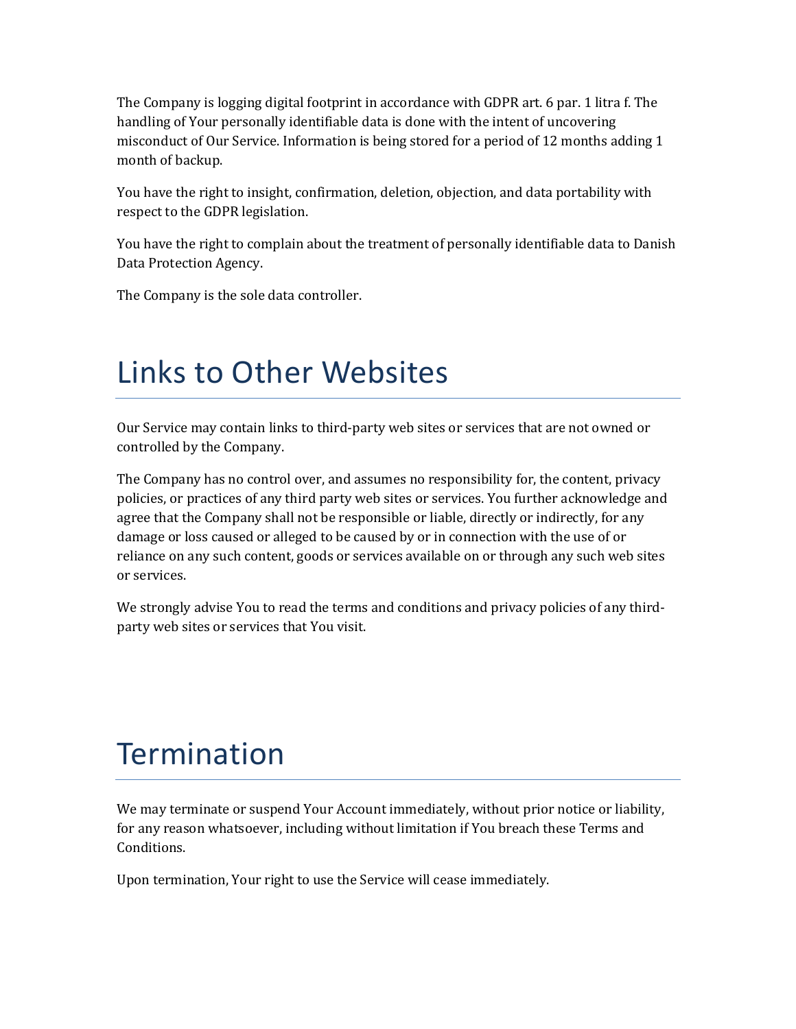The Company is logging digital footprint in accordance with GDPR art. 6 par. 1 litra f. The handling of Your personally identifiable data is done with the intent of uncovering misconduct of Our Service. Information is being stored for a period of 12 months adding 1 month of backup.

You have the right to insight, confirmation, deletion, objection, and data portability with respect to the GDPR legislation.

You have the right to complain about the treatment of personally identifiable data to Danish Data Protection Agency.

The Company is the sole data controller.

# Links to Other Websites

Our Service may contain links to third-party web sites or services that are not owned or controlled by the Company.

The Company has no control over, and assumes no responsibility for, the content, privacy policies, or practices of any third party web sites or services. You further acknowledge and agree that the Company shall not be responsible or liable, directly or indirectly, for any damage or loss caused or alleged to be caused by or in connection with the use of or reliance on any such content, goods or services available on or through any such web sites or services.

We strongly advise You to read the terms and conditions and privacy policies of any third-party web sites or services that You visit.

# Termination

We may terminate or suspend Your Account immediately, without prior notice or liability, for any reason whatsoever, including without limitation if You breach these Terms and Conditions.

Upon termination, Your right to use the Service will cease immediately.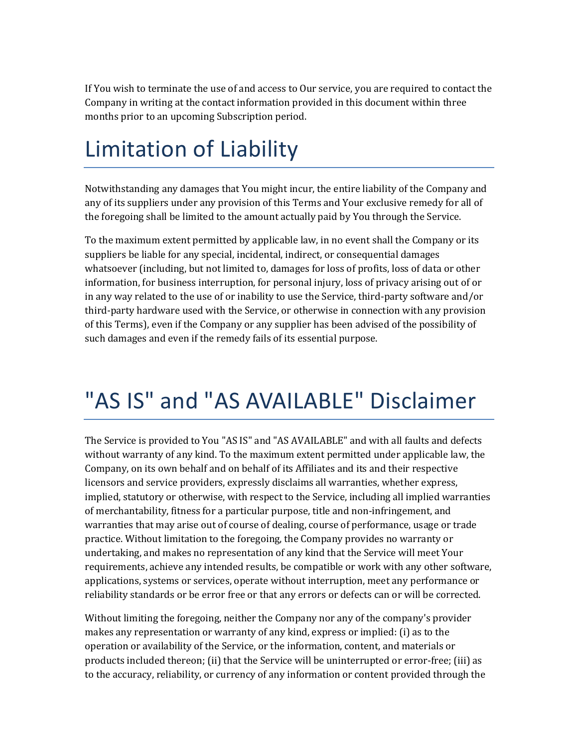If You wish to terminate the use of and access to Our service, you are required to contact the Company in writing at the contact information provided in this document within three months prior to an upcoming Subscription period.

# Limitation of Liability

Notwithstanding any damages that You might incur, the entire liability of the Company and any of its suppliers under any provision of this Terms and Your exclusive remedy for all of the foregoing shall be limited to the amount actually paid by You through the Service.

To the maximum extent permitted by applicable law, in no event shall the Company or its suppliers be liable for any special, incidental, indirect, or consequential damages whatsoever (including, but not limited to, damages for loss of profits, loss of data or other information, for business interruption, for personal injury, loss of privacy arising out of or in any way related to the use of or inability to use the Service, third-party software and/or third-party hardware used with the Service, or otherwise in connection with any provision of this Terms), even if the Company or any supplier has been advised of the possibility of such damages and even if the remedy fails of its essential purpose.

# "AS IS" and "AS AVAILABLE" Disclaimer

The Service is provided to You "AS IS" and "AS AVAILABLE" and with all faults and defects without warranty of any kind. To the maximum extent permitted under applicable law, the Company, on its own behalf and on behalf of its Affiliates and its and their respective licensors and service providers, expressly disclaims all warranties, whether express, implied, statutory or otherwise, with respect to the Service, including all implied warranties of merchantability, fitness for a particular purpose, title and non-infringement, and warranties that may arise out of course of dealing, course of performance, usage or trade practice. Without limitation to the foregoing, the Company provides no warranty or undertaking, and makes no representation of any kind that the Service will meet Your requirements, achieve any intended results, be compatible or work with any other software, applications, systems or services, operate without interruption, meet any performance or reliability standards or be error free or that any errors or defects can or will be corrected.

Without limiting the foregoing, neither the Company nor any of the company's provider makes any representation or warranty of any kind, express or implied: (i) as to the operation or availability of the Service, or the information, content, and materials or products included thereon; (ii) that the Service will be uninterrupted or error-free; (iii) as to the accuracy, reliability, or currency of any information or content provided through the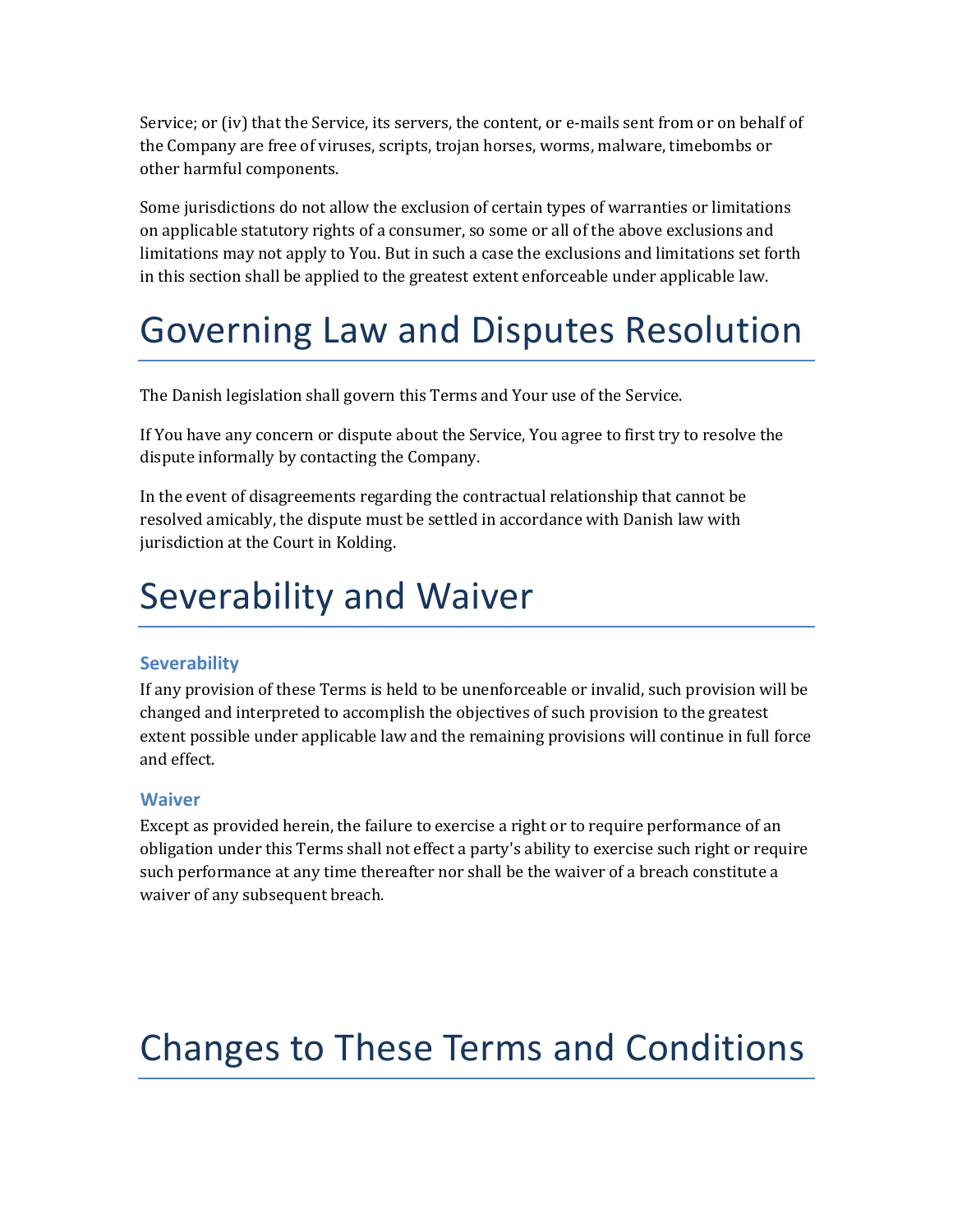Service; or (iv) that the Service, its servers, the content, or e-mails sent from or on behalf of the Company are free of viruses, scripts, trojan horses, worms, malware, timebombs or other harmful components.

Some jurisdictions do not allow the exclusion of certain types of warranties or limitations on applicable statutory rights of a consumer, so some or all of the above exclusions and limitations may not apply to You. But in such a case the exclusions and limitations set forth in this section shall be applied to the greatest extent enforceable under applicable law.

# Governing Law and Disputes Resolution

The Danish legislation shall govern this Terms and Your use of the Service.

If You have any concern or dispute about the Service, You agree to first try to resolve the dispute informally by contacting the Company.

In the event of disagreements regarding the contractual relationship that cannot be resolved amicably, the dispute must be settled in accordance with Danish law with jurisdiction at the Court in Kolding.

# Severability and Waiver

### Severability

If any provision of these Terms is held to be unenforceable or invalid, such provision will be changed and interpreted to accomplish the objectives of such provision to the greatest extent possible under applicable law and the remaining provisions will continue in full force and effect.

### Waiver

Except as provided herein, the failure to exercise a right or to require performance of an obligation under this Terms shall not effect a party's ability to exercise such right or require such performance at any time thereafter nor shall be the waiver of a breach constitute a waiver of any subsequent breach.

# Changes to These Terms and Conditions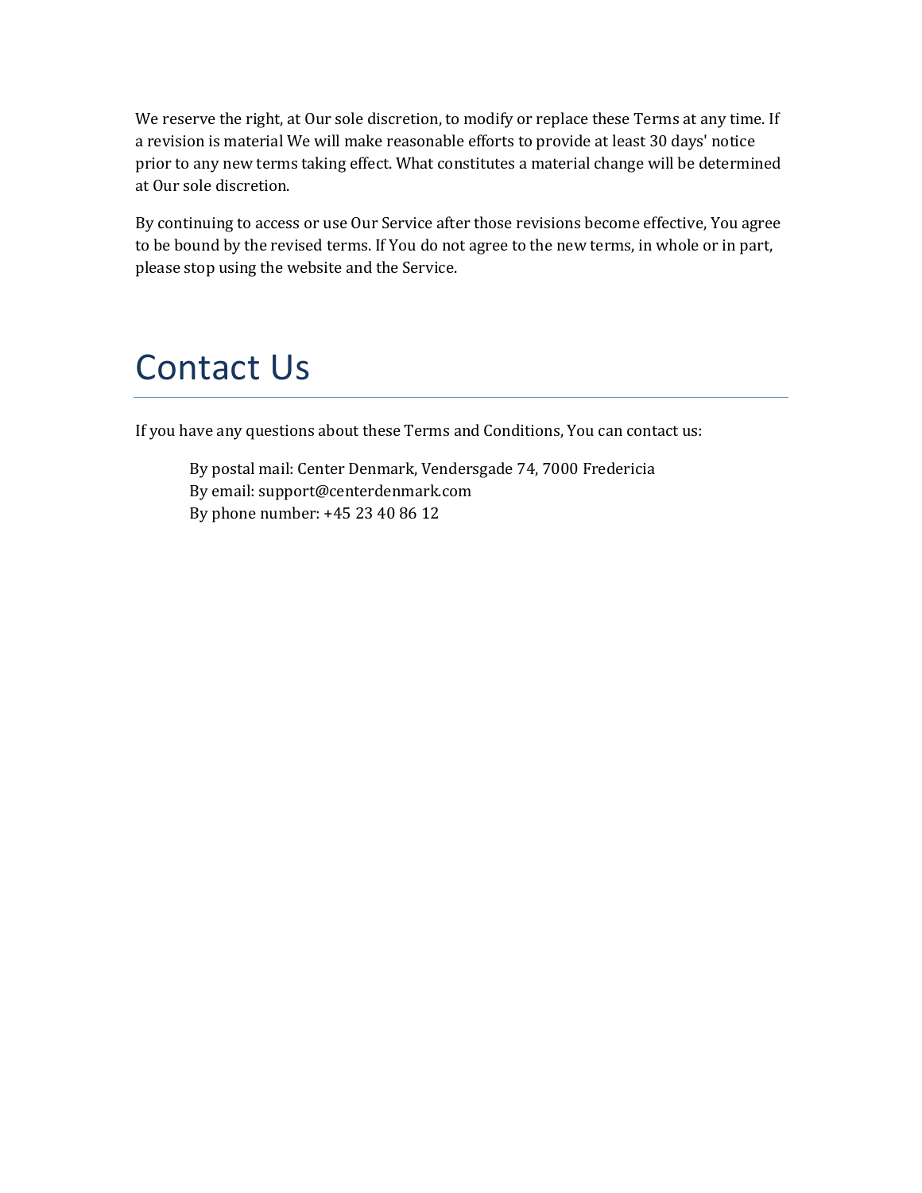We reserve the right, at Our sole discretion, to modify or replace these Terms at any time. If a revision is material We will make reasonable efforts to provide at least 30 days' notice prior to any new terms taking effect. What constitutes a material change will be determined at Our sole discretion.

By continuing to access or use Our Service after those revisions become effective, You agree to be bound by the revised terms. If You do not agree to the new terms, in whole or in part, please stop using the website and the Service.

# Contact Us

If you have any questions about these Terms and Conditions, You can contact us:

By postal mail: Center Denmark, Vendersgade 74, 7000 Fredericia
By email: support@centerdenmark.com
By phone number: +45 23 40 86 12